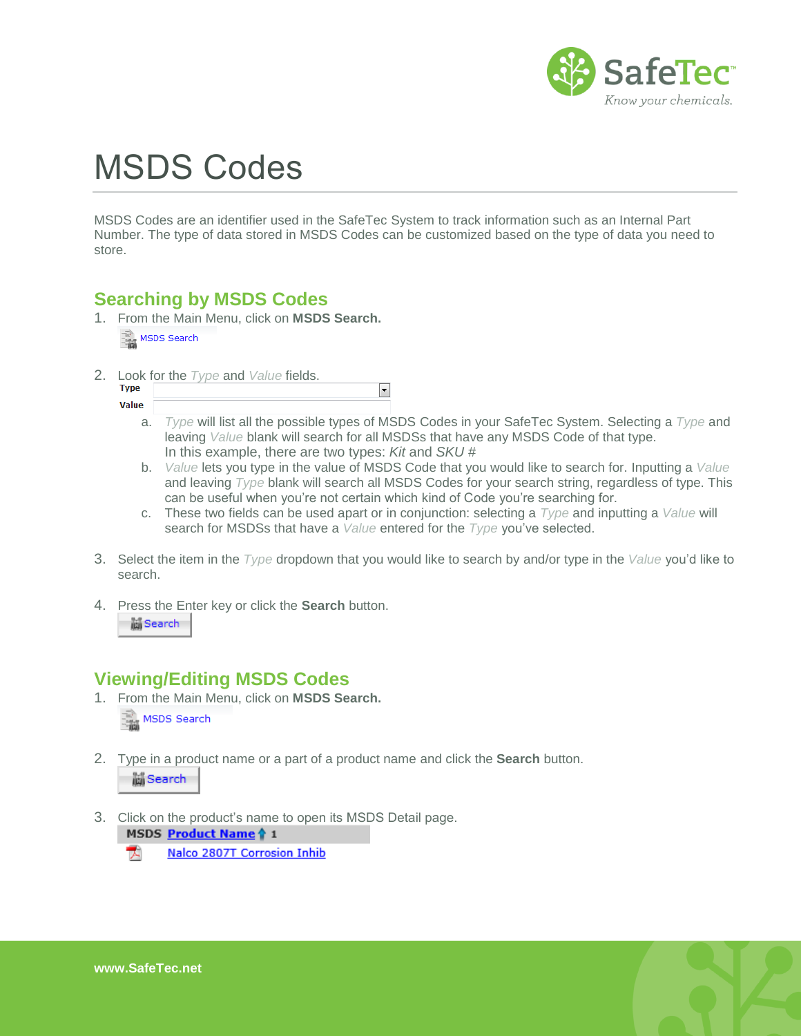# MSDS Codes

MSDS Codes are an identifier used in the SafeTec System to track information such as an Internal Part Number. The type of data stored in MSDS Codes can be customized based on the type of data you need to store.

## Searching by MSDS Codes

1. From the Main Menu, click on **MSDS Search.**

   MSDS Search

2. Look for the *Type* and *Value* fields.

   **Type**
   **Value**

   a. *Type* will list all the possible types of MSDS Codes in your SafeTec System. Selecting a *Type* and leaving *Value* blank will search for all MSDSs that have any MSDS Code of that type. In this example, there are two types: *Kit* and *SKU #*
   b. *Value* lets you type in the value of MSDS Code that you would like to search for. Inputting a *Value* and leaving *Type* blank will search all MSDS Codes for your search string, regardless of type. This can be useful when you're not certain which kind of Code you're searching for.
   c. These two fields can be used apart or in conjunction: selecting a *Type* and inputting a *Value* will search for MSDSs that have a *Value* entered for the *Type* you've selected.

3. Select the item in the *Type* dropdown that you would like to search by and/or type in the *Value* you'd like to search.

4. Press the Enter key or click the **Search** button.

   Search

## Viewing/Editing MSDS Codes

1. From the Main Menu, click on **MSDS Search.**

   MSDS Search

2. Type in a product name or a part of a product name and click the **Search** button.

   Search

3. Click on the product's name to open its MSDS Detail page.

   | MSDS | Product Name 1 |
   |---|---|
   | | Nalco 2807T Corrosion Inhib |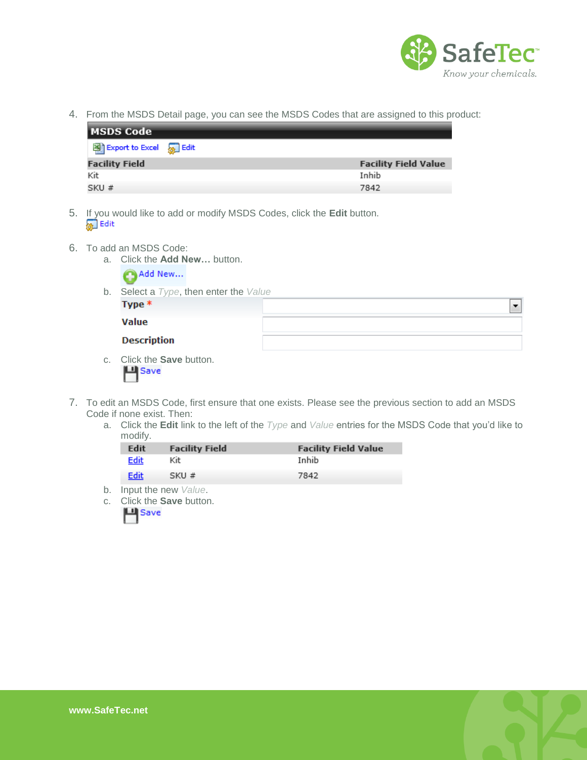4. From the MSDS Detail page, you can see the MSDS Codes that are assigned to this product:

**MSDS Code**

Export to Excel   Edit

| Facility Field | Facility Field Value |
|---|---|
| Kit | Inhib |
| SKU # | 7842 |

5. If you would like to add or modify MSDS Codes, click the **Edit** button.

   Edit

6. To add an MSDS Code:

   a. Click the **Add New…** button.

      Add New…

   b. Select a *Type*, then enter the *Value*

      | | |
      |---|---|
      | **Type** * | |
      | **Value** | |
      | **Description** | |

   c. Click the **Save** button.

      Save

7. To edit an MSDS Code, first ensure that one exists. Please see the previous section to add an MSDS Code if none exist. Then:

   a. Click the **Edit** link to the left of the *Type* and *Value* entries for the MSDS Code that you'd like to modify.

      | Edit | Facility Field | Facility Field Value |
      |---|---|---|
      | Edit | Kit | Inhib |
      | Edit | SKU # | 7842 |

   b. Input the new *Value*.

   c. Click the **Save** button.

      Save